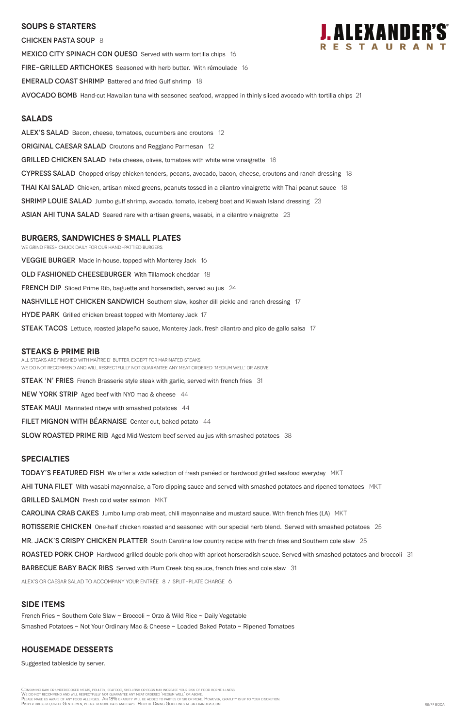# J. ALEXANDER'S® RESTAURANT

## SOUPS & STARTERS

CHICKEN PASTA SOUP 8

MEXICO CITY SPINACH CON QUESO Served with warm tortilla chips 16

FIRE-GRILLED ARTICHOKES Seasoned with herb butter. With rémoulade 16

EMERALD COAST SHRIMP Battered and fried Gulf shrimp 18

AVOCADO BOMB Hand-cut Hawaiian tuna with seasoned seafood, wrapped in thinly sliced avocado with tortilla chips 21

## SALADS

ALEX'S SALAD Bacon, cheese, tomatoes, cucumbers and croutons 12

ORIGINAL CAESAR SALAD Croutons and Reggiano Parmesan 12

GRILLED CHICKEN SALAD Feta cheese, olives, tomatoes with white wine vinaigrette 18

CYPRESS SALAD Chopped crispy chicken tenders, pecans, avocado, bacon, cheese, croutons and ranch dressing 18

THAI KAI SALAD Chicken, artisan mixed greens, peanuts tossed in a cilantro vinaigrette with Thai peanut sauce 18

SHRIMP LOUIE SALAD Jumbo gulf shrimp, avocado, tomato, iceberg boat and Kiawah Island dressing 23

ASIAN AHI TUNA SALAD Seared rare with artisan greens, wasabi, in a cilantro vinaigrette 23

## BURGERS, SANDWICHES & SMALL PLATES

WE GRIND FRESH CHUCK DAILY FOR OUR HAND-PATTIED BURGERS.

VEGGIE BURGER Made in-house, topped with Monterey Jack 16

OLD FASHIONED CHEESEBURGER With Tillamook cheddar 18

FRENCH DIP Sliced Prime Rib, baguette and horseradish, served au jus 24

NASHVILLE HOT CHICKEN SANDWICH Southern slaw, kosher dill pickle and ranch dressing 17

HYDE PARK Grilled chicken breast topped with Monterey Jack 17

STEAK TACOS Lettuce, roasted jalapeño sauce, Monterey Jack, fresh cilantro and pico de gallo salsa 17

## STEAKS & PRIME RIB

ALL STEAKS ARE FINISHED WITH MAÎTRE D' BUTTER, EXCEPT FOR MARINATED STEAKS.
WE DO NOT RECOMMEND AND WILL RESPECTFULLY NOT GUARANTEE ANY MEAT ORDERED 'MEDIUM WELL' OR ABOVE.

STEAK 'N' FRIES French Brasserie style steak with garlic, served with french fries 31

NEW YORK STRIP Aged beef with NYO mac & cheese 44

STEAK MAUI Marinated ribeye with smashed potatoes 44

FILET MIGNON WITH BÉARNAISE Center cut, baked potato 44

SLOW ROASTED PRIME RIB Aged Mid-Western beef served au jus with smashed potatoes 38

## SPECIALTIES

TODAY'S FEATURED FISH We offer a wide selection of fresh panéed or hardwood grilled seafood everyday MKT

AHI TUNA FILET With wasabi mayonnaise, a Toro dipping sauce and served with smashed potatoes and ripened tomatoes MKT

GRILLED SALMON Fresh cold water salmon MKT

CAROLINA CRAB CAKES Jumbo lump crab meat, chili mayonnaise and mustard sauce. With french fries (LA) MKT

ROTISSERIE CHICKEN One-half chicken roasted and seasoned with our special herb blend. Served with smashed potatoes 25

MR. JACK'S CRISPY CHICKEN PLATTER South Carolina low country recipe with french fries and Southern cole slaw 25

ROASTED PORK CHOP Hardwood-grilled double pork chop with apricot horseradish sauce. Served with smashed potatoes and broccoli 31

BARBECUE BABY BACK RIBS Served with Plum Creek bbq sauce, french fries and cole slaw 31

ALEX'S OR CAESAR SALAD TO ACCOMPANY YOUR ENTRÉE 8 / SPLIT-PLATE CHARGE 6

## SIDE ITEMS

French Fries ~ Southern Cole Slaw ~ Broccoli ~ Orzo & Wild Rice ~ Daily Vegetable
Smashed Potatoes ~ Not Your Ordinary Mac & Cheese ~ Loaded Baked Potato ~ Ripened Tomatoes

## HOUSEMADE DESSERTS

Suggested tableside by server.

Consuming raw or undercooked meats, poultry, seafood, shellfish or eggs may increase your risk of food borne illness.
We do not recommend and will respectfully not guarantee any meat ordered 'medium well' or above.
Please make us aware of any food allergies. An 18% gratuity will be added to parties of six or more. However, gratuity is up to your discretion.
Proper dress required. Gentlemen, please remove hats and caps. Helpful Dining Guidelines at jalexanders.com.

RB/PP BOCA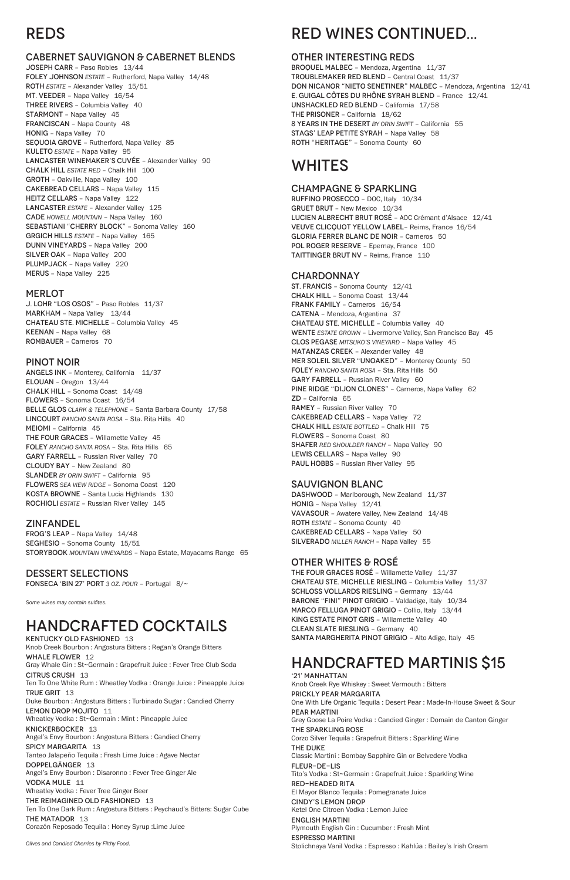# REDS

## CABERNET SAUVIGNON & CABERNET BLENDS

JOSEPH CARR – Paso Robles 13/44
FOLEY JOHNSON *ESTATE* – Rutherford, Napa Valley 14/48
ROTH *ESTATE* – Alexander Valley 15/51
MT. VEEDER – Napa Valley 16/54
THREE RIVERS – Columbia Valley 40
STARMONT – Napa Valley 45
FRANCISCAN – Napa County 48
HONIG – Napa Valley 70
SEQUOIA GROVE – Rutherford, Napa Valley 85
KULETO *ESTATE* – Napa Valley 95
LANCASTER WINEMAKER'S CUVÉE – Alexander Valley 90
CHALK HILL *ESTATE RED* – Chalk Hill 100
GROTH – Oakville, Napa Valley 100
CAKEBREAD CELLARS – Napa Valley 115
HEITZ CELLARS – Napa Valley 122
LANCASTER *ESTATE* – Alexander Valley 125
CADE *HOWELL MOUNTAIN* – Napa Valley 160
SEBASTIANI "CHERRY BLOCK" – Sonoma Valley 160
GRGICH HILLS *ESTATE* – Napa Valley 165
DUNN VINEYARDS – Napa Valley 200
SILVER OAK – Napa Valley 200
PLUMPJACK – Napa Valley 220
MERUS – Napa Valley 225

## MERLOT

J. LOHR "LOS OSOS" – Paso Robles 11/37
MARKHAM – Napa Valley 13/44
CHATEAU STE. MICHELLE – Columbia Valley 45
KEENAN – Napa Valley 68
ROMBAUER – Carneros 70

## PINOT NOIR

ANGELS INK – Monterey, California 11/37
ELOUAN – Oregon 13/44
CHALK HILL – Sonoma Coast 14/48
FLOWERS – Sonoma Coast 16/54
BELLE GLOS *CLARK & TELEPHONE* – Santa Barbara County 17/58
LINCOURT *RANCHO SANTA ROSA* – Sta. Rita Hills 40
MEIOMI – California 45
THE FOUR GRACES – Willamette Valley 45
FOLEY *RANCHO SANTA ROSA* – Sta. Rita Hills 65
GARY FARRELL – Russian River Valley 70
CLOUDY BAY – New Zealand 80
SLANDER *BY ORIN SWIFT* – California 95
FLOWERS *SEA VIEW RIDGE* – Sonoma Coast 120
KOSTA BROWNE – Santa Lucia Highlands 130
ROCHIOLI *ESTATE* – Russian River Valley 145

## ZINFANDEL

FROG'S LEAP – Napa Valley 14/48
SEGHESIO – Sonoma County 15/51
STORYBOOK *MOUNTAIN VINEYARDS* – Napa Estate, Mayacams Range 65

## DESSERT SELECTIONS

FONSECA 'BIN 27' PORT *3 OZ. POUR* – Portugal 8/~

*Some wines may contain sulfites.*

# HANDCRAFTED COCKTAILS

KENTUCKY OLD FASHIONED 13
Knob Creek Bourbon : Angostura Bitters : Regan's Orange Bitters

WHALE FLOWER 12
Gray Whale Gin : St~Germain : Grapefruit Juice : Fever Tree Club Soda

CITRUS CRUSH 13
Ten To One White Rum : Wheatley Vodka : Orange Juice : Pineapple Juice

TRUE GRIT 13
Duke Bourbon : Angostura Bitters : Turbinado Sugar : Candied Cherry

LEMON DROP MOJITO 11
Wheatley Vodka : St~Germain : Mint : Pineapple Juice

KNICKERBOCKER 13
Angel's Envy Bourbon : Angostura Bitters : Candied Cherry

SPICY MARGARITA 13
Tanteo Jalapeño Tequila : Fresh Lime Juice : Agave Nectar

DOPPELGÄNGER 13
Angel's Envy Bourbon : Disaronno : Fever Tree Ginger Ale

VODKA MULE 11
Wheatley Vodka : Fever Tree Ginger Beer

THE REIMAGINED OLD FASHIONED 13
Ten To One Dark Rum : Angostura Bitters : Peychaud's Bitters: Sugar Cube

THE MATADOR 13
Corazón Reposado Tequila : Honey Syrup :Lime Juice

*Olives and Candied Cherries by Filthy Food.*

# RED WINES CONTINUED...

## OTHER INTERESTING REDS

BROQUEL MALBEC – Mendoza, Argentina 11/37
TROUBLEMAKER RED BLEND – Central Coast 11/37
DON NICANOR "NIETO SENETINER" MALBEC – Mendoza, Argentina 12/41
E. GUIGAL CÔTES DU RHÔNE SYRAH BLEND – France 12/41
UNSHACKLED RED BLEND – California 17/58
THE PRISONER – California 18/62
8 YEARS IN THE DESERT *BY ORIN SWIFT* – California 55
STAGS' LEAP PETITE SYRAH – Napa Valley 58
ROTH "HERITAGE" – Sonoma County 60

# WHITES

## CHAMPAGNE & SPARKLING

RUFFINO PROSECCO – DOC, Italy 10/34
GRUET BRUT – New Mexico 10/34
LUCIEN ALBRECHT BRUT ROSÉ – AOC Crémant d'Alsace 12/41
VEUVE CLICQUOT YELLOW LABEL– Reims, France 16/54
GLORIA FERRER BLANC DE NOIR – Carneros 50
POL ROGER RESERVE – Epernay, France 100
TAITTINGER BRUT NV – Reims, France 110

## CHARDONNAY

ST. FRANCIS – Sonoma County 12/41
CHALK HILL – Sonoma Coast 13/44
FRANK FAMILY – Carneros 16/54
CATENA – Mendoza, Argentina 37
CHATEAU STE. MICHELLE – Columbia Valley 40
WENTE *ESTATE GROWN* – Livermorve Valley, San Francisco Bay 45
CLOS PEGASE *MITSUKO'S VINEYARD* – Napa Valley 45
MATANZAS CREEK – Alexander Valley 48
MER SOLEIL SILVER "UNOAKED" – Monterey County 50
FOLEY *RANCHO SANTA ROSA* – Sta. Rita Hills 50
GARY FARRELL – Russian River Valley 60
PINE RIDGE "DIJON CLONES" – Carneros, Napa Valley 62
ZD – California 65
RAMEY – Russian River Valley 70
CAKEBREAD CELLARS – Napa Valley 72
CHALK HILL *ESTATE BOTTLED* – Chalk Hill 75
FLOWERS – Sonoma Coast 80
SHAFER *RED SHOULDER RANCH* – Napa Valley 90
LEWIS CELLARS – Napa Valley 90
PAUL HOBBS – Russian River Valley 95

## SAUVIGNON BLANC

DASHWOOD – Marlborough, New Zealand 11/37
HONIG – Napa Valley 12/41
VAVASOUR – Awatere Valley, New Zealand 14/48
ROTH *ESTATE* – Sonoma County 40
CAKEBREAD CELLARS – Napa Valley 50
SILVERADO *MILLER RANCH* – Napa Valley 55

## OTHER WHITES & ROSÉ

THE FOUR GRACES ROSÉ – Willamette Valley 11/37
CHATEAU STE. MICHELLE RIESLING – Columbia Valley 11/37
SCHLOSS VOLLARDS RIESLING – Germany 13/44
BARONE "FINI" PINOT GRIGIO – Valdadige, Italy 10/34
MARCO FELLUGA PINOT GRIGIO – Collio, Italy 13/44
KING ESTATE PINOT GRIS – Willamette Valley 40
CLEAN SLATE RIESLING – Germany 40
SANTA MARGHERITA PINOT GRIGIO – Alto Adige, Italy 45

# HANDCRAFTED MARTINIS $15

'21' MANHATTAN
Knob Creek Rye Whiskey : Sweet Vermouth : Bitters

PRICKLY PEAR MARGARITA
One With Life Organic Tequila : Desert Pear : Made-In-House Sweet & Sour

PEAR MARTINI
Grey Goose La Poire Vodka : Candied Ginger : Domain de Canton Ginger

THE SPARKLING ROSE
Corzo Silver Tequila : Grapefruit Bitters : Sparkling Wine

THE DUKE
Classic Martini : Bombay Sapphire Gin or Belvedere Vodka

FLEUR–DE–LIS
Tito's Vodka : St~Germain : Grapefruit Juice : Sparkling Wine

RED–HEADED RITA
El Mayor Blanco Tequila : Pomegranate Juice

CINDY'S LEMON DROP
Ketel One Citroen Vodka : Lemon Juice

ENGLISH MARTINI
Plymouth English Gin : Cucumber : Fresh Mint

ESPRESSO MARTINI
Stolichnaya Vanil Vodka : Espresso : Kahlúa : Bailey's Irish Cream